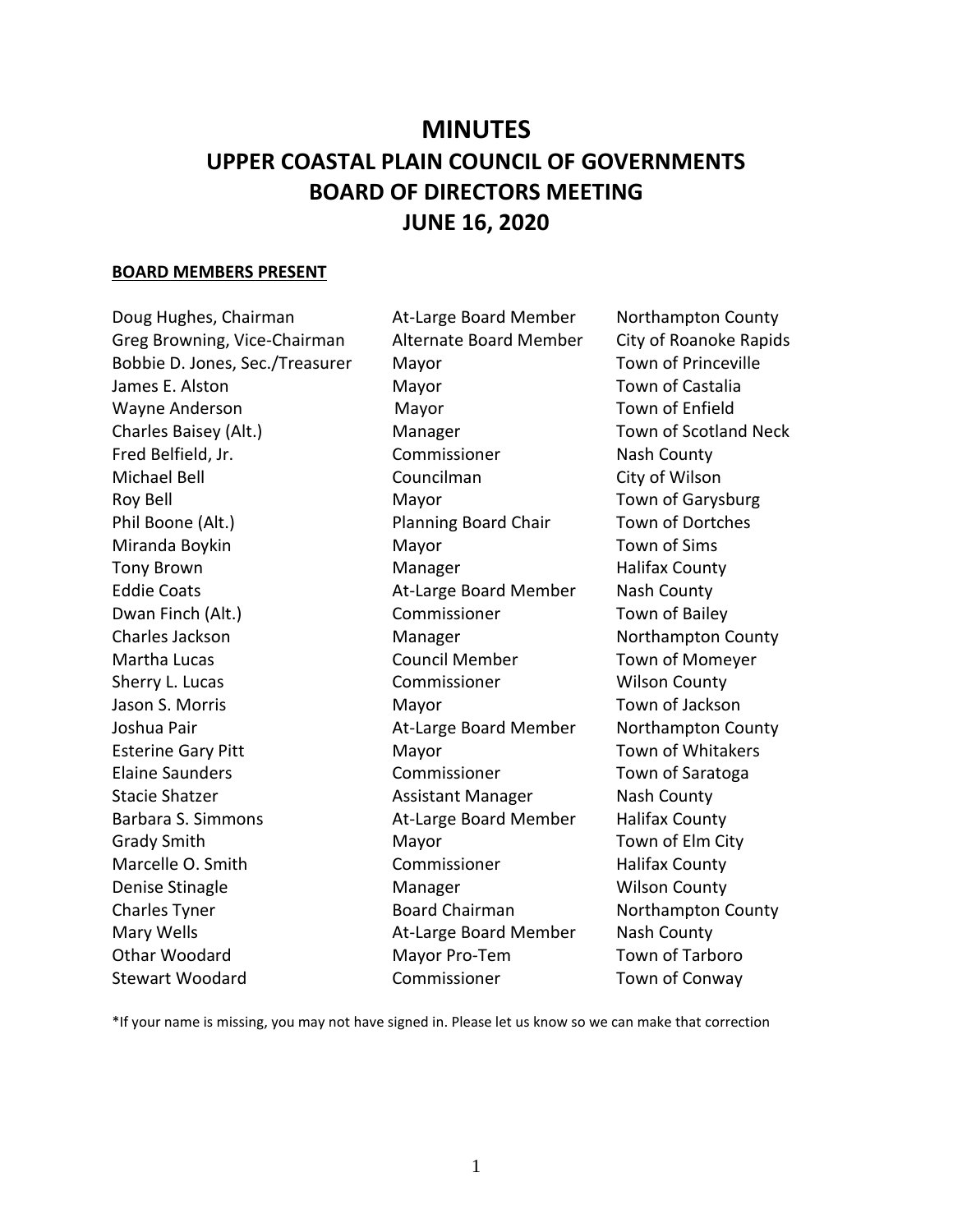# MINUTES
# UPPER COASTAL PLAIN COUNCIL OF GOVERNMENTS
# BOARD OF DIRECTORS MEETING
# JUNE 16, 2020

**BOARD MEMBERS PRESENT**

| | | |
|---|---|---|
| Doug Hughes, Chairman | At-Large Board Member | Northampton County |
| Greg Browning, Vice-Chairman | Alternate Board Member | City of Roanoke Rapids |
| Bobbie D. Jones, Sec./Treasurer | Mayor | Town of Princeville |
| James E. Alston | Mayor | Town of Castalia |
| Wayne Anderson | Mayor | Town of Enfield |
| Charles Baisey (Alt.) | Manager | Town of Scotland Neck |
| Fred Belfield, Jr. | Commissioner | Nash County |
| Michael Bell | Councilman | City of Wilson |
| Roy Bell | Mayor | Town of Garysburg |
| Phil Boone (Alt.) | Planning Board Chair | Town of Dortches |
| Miranda Boykin | Mayor | Town of Sims |
| Tony Brown | Manager | Halifax County |
| Eddie Coats | At-Large Board Member | Nash County |
| Dwan Finch (Alt.) | Commissioner | Town of Bailey |
| Charles Jackson | Manager | Northampton County |
| Martha Lucas | Council Member | Town of Momeyer |
| Sherry L. Lucas | Commissioner | Wilson County |
| Jason S. Morris | Mayor | Town of Jackson |
| Joshua Pair | At-Large Board Member | Northampton County |
| Esterine Gary Pitt | Mayor | Town of Whitakers |
| Elaine Saunders | Commissioner | Town of Saratoga |
| Stacie Shatzer | Assistant Manager | Nash County |
| Barbara S. Simmons | At-Large Board Member | Halifax County |
| Grady Smith | Mayor | Town of Elm City |
| Marcelle O. Smith | Commissioner | Halifax County |
| Denise Stinagle | Manager | Wilson County |
| Charles Tyner | Board Chairman | Northampton County |
| Mary Wells | At-Large Board Member | Nash County |
| Othar Woodard | Mayor Pro-Tem | Town of Tarboro |
| Stewart Woodard | Commissioner | Town of Conway |

*If your name is missing, you may not have signed in. Please let us know so we can make that correction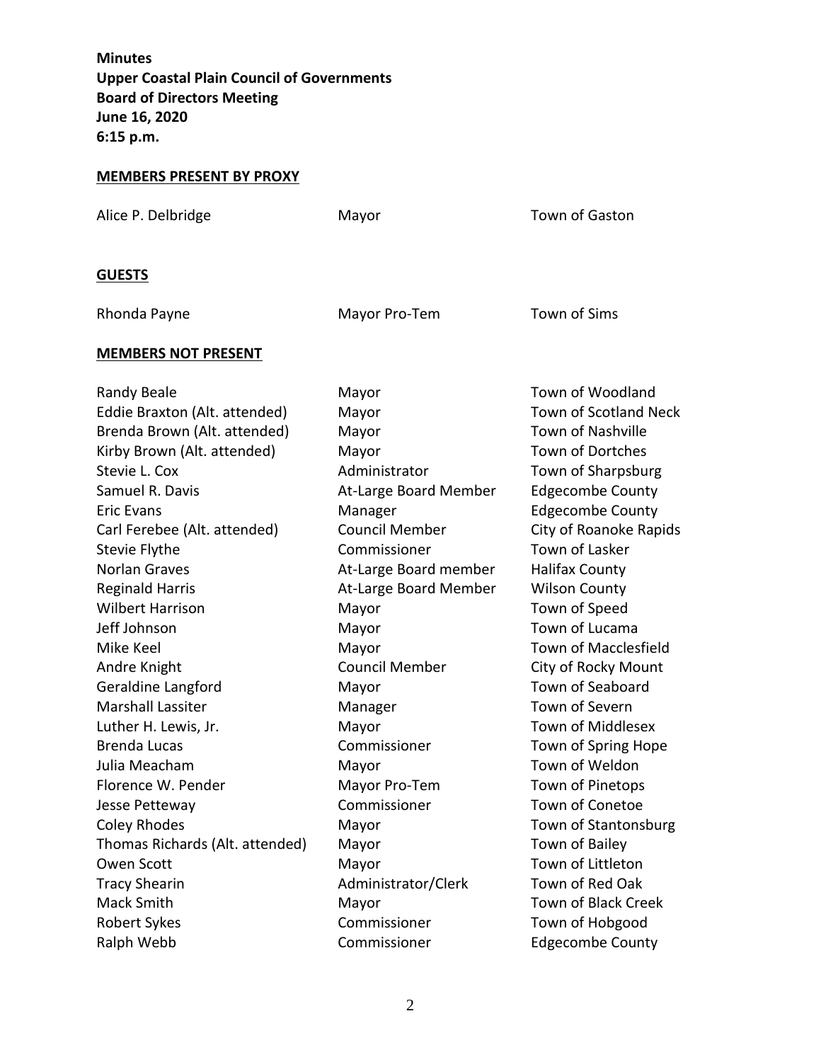**Minutes**
**Upper Coastal Plain Council of Governments**
**Board of Directors Meeting**
**June 16, 2020**
**6:15 p.m.**

**MEMBERS PRESENT BY PROXY**

| | | |
|---|---|---|
| Alice P. Delbridge | Mayor | Town of Gaston |

**GUESTS**

| | | |
|---|---|---|
| Rhonda Payne | Mayor Pro-Tem | Town of Sims |

**MEMBERS NOT PRESENT**

| | | |
|---|---|---|
| Randy Beale | Mayor | Town of Woodland |
| Eddie Braxton (Alt. attended) | Mayor | Town of Scotland Neck |
| Brenda Brown (Alt. attended) | Mayor | Town of Nashville |
| Kirby Brown (Alt. attended) | Mayor | Town of Dortches |
| Stevie L. Cox | Administrator | Town of Sharpsburg |
| Samuel R. Davis | At-Large Board Member | Edgecombe County |
| Eric Evans | Manager | Edgecombe County |
| Carl Ferebee (Alt. attended) | Council Member | City of Roanoke Rapids |
| Stevie Flythe | Commissioner | Town of Lasker |
| Norlan Graves | At-Large Board member | Halifax County |
| Reginald Harris | At-Large Board Member | Wilson County |
| Wilbert Harrison | Mayor | Town of Speed |
| Jeff Johnson | Mayor | Town of Lucama |
| Mike Keel | Mayor | Town of Macclesfield |
| Andre Knight | Council Member | City of Rocky Mount |
| Geraldine Langford | Mayor | Town of Seaboard |
| Marshall Lassiter | Manager | Town of Severn |
| Luther H. Lewis, Jr. | Mayor | Town of Middlesex |
| Brenda Lucas | Commissioner | Town of Spring Hope |
| Julia Meacham | Mayor | Town of Weldon |
| Florence W. Pender | Mayor Pro-Tem | Town of Pinetops |
| Jesse Petteway | Commissioner | Town of Conetoe |
| Coley Rhodes | Mayor | Town of Stantonsburg |
| Thomas Richards (Alt. attended) | Mayor | Town of Bailey |
| Owen Scott | Mayor | Town of Littleton |
| Tracy Shearin | Administrator/Clerk | Town of Red Oak |
| Mack Smith | Mayor | Town of Black Creek |
| Robert Sykes | Commissioner | Town of Hobgood |
| Ralph Webb | Commissioner | Edgecombe County |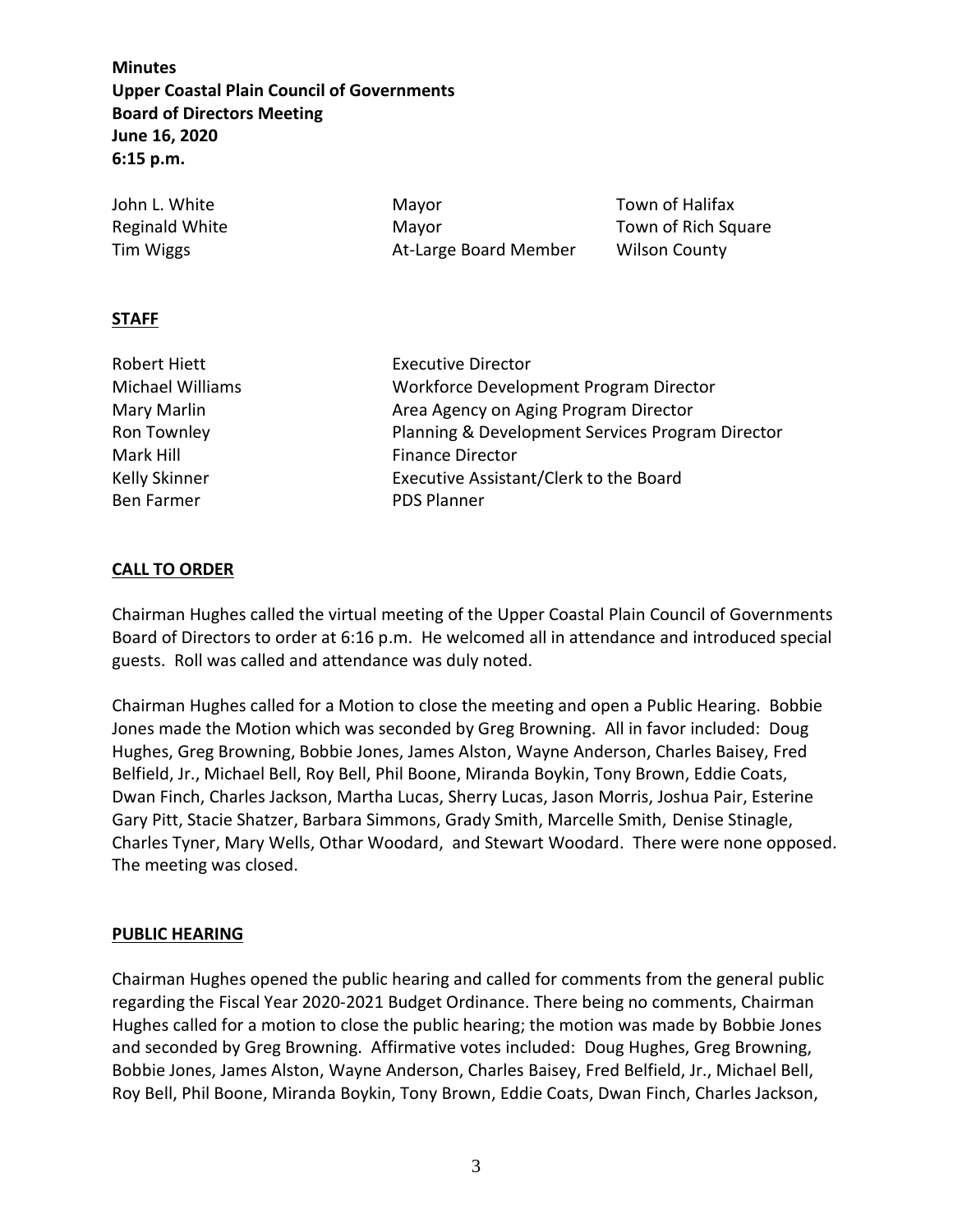**Minutes**
**Upper Coastal Plain Council of Governments**
**Board of Directors Meeting**
**June 16, 2020**
**6:15 p.m.**

| | | |
|---|---|---|
| John L. White | Mayor | Town of Halifax |
| Reginald White | Mayor | Town of Rich Square |
| Tim Wiggs | At-Large Board Member | Wilson County |

## STAFF

| | |
|---|---|
| Robert Hiett | Executive Director |
| Michael Williams | Workforce Development Program Director |
| Mary Marlin | Area Agency on Aging Program Director |
| Ron Townley | Planning & Development Services Program Director |
| Mark Hill | Finance Director |
| Kelly Skinner | Executive Assistant/Clerk to the Board |
| Ben Farmer | PDS Planner |

## CALL TO ORDER

Chairman Hughes called the virtual meeting of the Upper Coastal Plain Council of Governments Board of Directors to order at 6:16 p.m. He welcomed all in attendance and introduced special guests. Roll was called and attendance was duly noted.

Chairman Hughes called for a Motion to close the meeting and open a Public Hearing. Bobbie Jones made the Motion which was seconded by Greg Browning. All in favor included: Doug Hughes, Greg Browning, Bobbie Jones, James Alston, Wayne Anderson, Charles Baisey, Fred Belfield, Jr., Michael Bell, Roy Bell, Phil Boone, Miranda Boykin, Tony Brown, Eddie Coats, Dwan Finch, Charles Jackson, Martha Lucas, Sherry Lucas, Jason Morris, Joshua Pair, Esterine Gary Pitt, Stacie Shatzer, Barbara Simmons, Grady Smith, Marcelle Smith, Denise Stinagle, Charles Tyner, Mary Wells, Othar Woodard, and Stewart Woodard. There were none opposed. The meeting was closed.

## PUBLIC HEARING

Chairman Hughes opened the public hearing and called for comments from the general public regarding the Fiscal Year 2020-2021 Budget Ordinance. There being no comments, Chairman Hughes called for a motion to close the public hearing; the motion was made by Bobbie Jones and seconded by Greg Browning. Affirmative votes included: Doug Hughes, Greg Browning, Bobbie Jones, James Alston, Wayne Anderson, Charles Baisey, Fred Belfield, Jr., Michael Bell, Roy Bell, Phil Boone, Miranda Boykin, Tony Brown, Eddie Coats, Dwan Finch, Charles Jackson,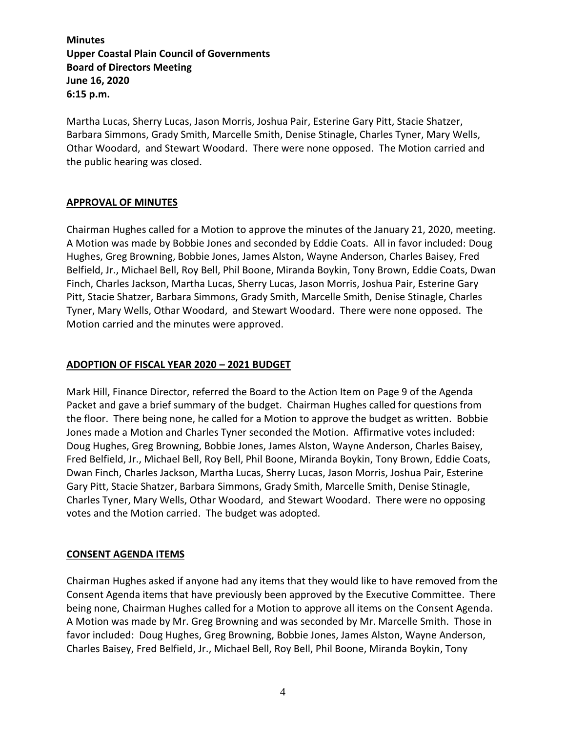**Minutes**
**Upper Coastal Plain Council of Governments**
**Board of Directors Meeting**
**June 16, 2020**
**6:15 p.m.**

Martha Lucas, Sherry Lucas, Jason Morris, Joshua Pair, Esterine Gary Pitt, Stacie Shatzer, Barbara Simmons, Grady Smith, Marcelle Smith, Denise Stinagle, Charles Tyner, Mary Wells, Othar Woodard, and Stewart Woodard. There were none opposed. The Motion carried and the public hearing was closed.

**APPROVAL OF MINUTES**

Chairman Hughes called for a Motion to approve the minutes of the January 21, 2020, meeting. A Motion was made by Bobbie Jones and seconded by Eddie Coats. All in favor included: Doug Hughes, Greg Browning, Bobbie Jones, James Alston, Wayne Anderson, Charles Baisey, Fred Belfield, Jr., Michael Bell, Roy Bell, Phil Boone, Miranda Boykin, Tony Brown, Eddie Coats, Dwan Finch, Charles Jackson, Martha Lucas, Sherry Lucas, Jason Morris, Joshua Pair, Esterine Gary Pitt, Stacie Shatzer, Barbara Simmons, Grady Smith, Marcelle Smith, Denise Stinagle, Charles Tyner, Mary Wells, Othar Woodard, and Stewart Woodard. There were none opposed. The Motion carried and the minutes were approved.

**ADOPTION OF FISCAL YEAR 2020 – 2021 BUDGET**

Mark Hill, Finance Director, referred the Board to the Action Item on Page 9 of the Agenda Packet and gave a brief summary of the budget. Chairman Hughes called for questions from the floor. There being none, he called for a Motion to approve the budget as written. Bobbie Jones made a Motion and Charles Tyner seconded the Motion. Affirmative votes included: Doug Hughes, Greg Browning, Bobbie Jones, James Alston, Wayne Anderson, Charles Baisey, Fred Belfield, Jr., Michael Bell, Roy Bell, Phil Boone, Miranda Boykin, Tony Brown, Eddie Coats, Dwan Finch, Charles Jackson, Martha Lucas, Sherry Lucas, Jason Morris, Joshua Pair, Esterine Gary Pitt, Stacie Shatzer, Barbara Simmons, Grady Smith, Marcelle Smith, Denise Stinagle, Charles Tyner, Mary Wells, Othar Woodard, and Stewart Woodard. There were no opposing votes and the Motion carried. The budget was adopted.

**CONSENT AGENDA ITEMS**

Chairman Hughes asked if anyone had any items that they would like to have removed from the Consent Agenda items that have previously been approved by the Executive Committee. There being none, Chairman Hughes called for a Motion to approve all items on the Consent Agenda. A Motion was made by Mr. Greg Browning and was seconded by Mr. Marcelle Smith. Those in favor included: Doug Hughes, Greg Browning, Bobbie Jones, James Alston, Wayne Anderson, Charles Baisey, Fred Belfield, Jr., Michael Bell, Roy Bell, Phil Boone, Miranda Boykin, Tony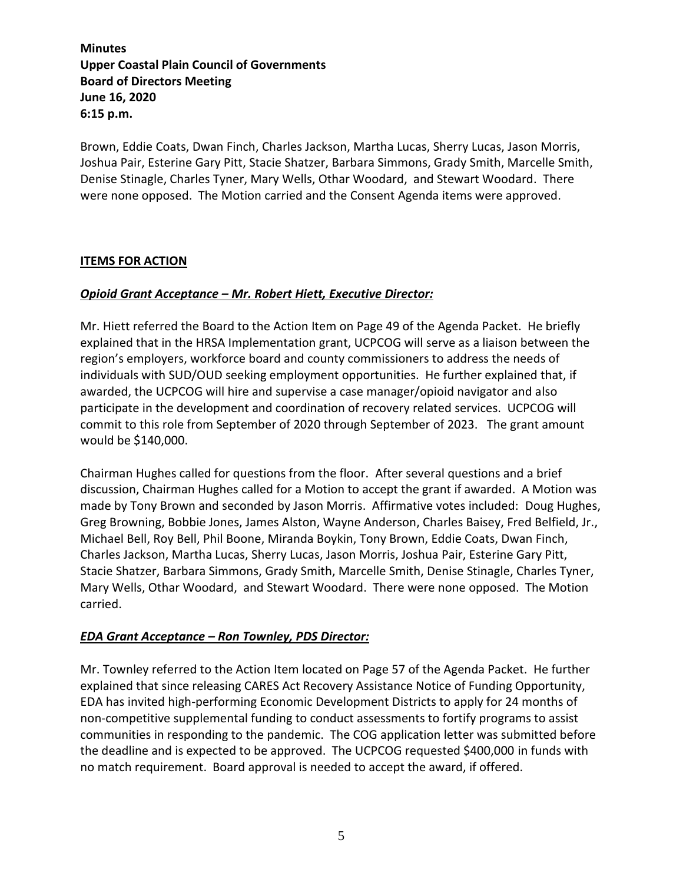**Minutes**
**Upper Coastal Plain Council of Governments**
**Board of Directors Meeting**
**June 16, 2020**
**6:15 p.m.**

Brown, Eddie Coats, Dwan Finch, Charles Jackson, Martha Lucas, Sherry Lucas, Jason Morris, Joshua Pair, Esterine Gary Pitt, Stacie Shatzer, Barbara Simmons, Grady Smith, Marcelle Smith, Denise Stinagle, Charles Tyner, Mary Wells, Othar Woodard, and Stewart Woodard. There were none opposed. The Motion carried and the Consent Agenda items were approved.

## ITEMS FOR ACTION

### *Opioid Grant Acceptance – Mr. Robert Hiett, Executive Director:*

Mr. Hiett referred the Board to the Action Item on Page 49 of the Agenda Packet. He briefly explained that in the HRSA Implementation grant, UCPCOG will serve as a liaison between the region's employers, workforce board and county commissioners to address the needs of individuals with SUD/OUD seeking employment opportunities. He further explained that, if awarded, the UCPCOG will hire and supervise a case manager/opioid navigator and also participate in the development and coordination of recovery related services. UCPCOG will commit to this role from September of 2020 through September of 2023. The grant amount would be $140,000.

Chairman Hughes called for questions from the floor. After several questions and a brief discussion, Chairman Hughes called for a Motion to accept the grant if awarded. A Motion was made by Tony Brown and seconded by Jason Morris. Affirmative votes included: Doug Hughes, Greg Browning, Bobbie Jones, James Alston, Wayne Anderson, Charles Baisey, Fred Belfield, Jr., Michael Bell, Roy Bell, Phil Boone, Miranda Boykin, Tony Brown, Eddie Coats, Dwan Finch, Charles Jackson, Martha Lucas, Sherry Lucas, Jason Morris, Joshua Pair, Esterine Gary Pitt, Stacie Shatzer, Barbara Simmons, Grady Smith, Marcelle Smith, Denise Stinagle, Charles Tyner, Mary Wells, Othar Woodard, and Stewart Woodard. There were none opposed. The Motion carried.

### *EDA Grant Acceptance – Ron Townley, PDS Director:*

Mr. Townley referred to the Action Item located on Page 57 of the Agenda Packet. He further explained that since releasing CARES Act Recovery Assistance Notice of Funding Opportunity, EDA has invited high-performing Economic Development Districts to apply for 24 months of non-competitive supplemental funding to conduct assessments to fortify programs to assist communities in responding to the pandemic. The COG application letter was submitted before the deadline and is expected to be approved. The UCPCOG requested $400,000 in funds with no match requirement. Board approval is needed to accept the award, if offered.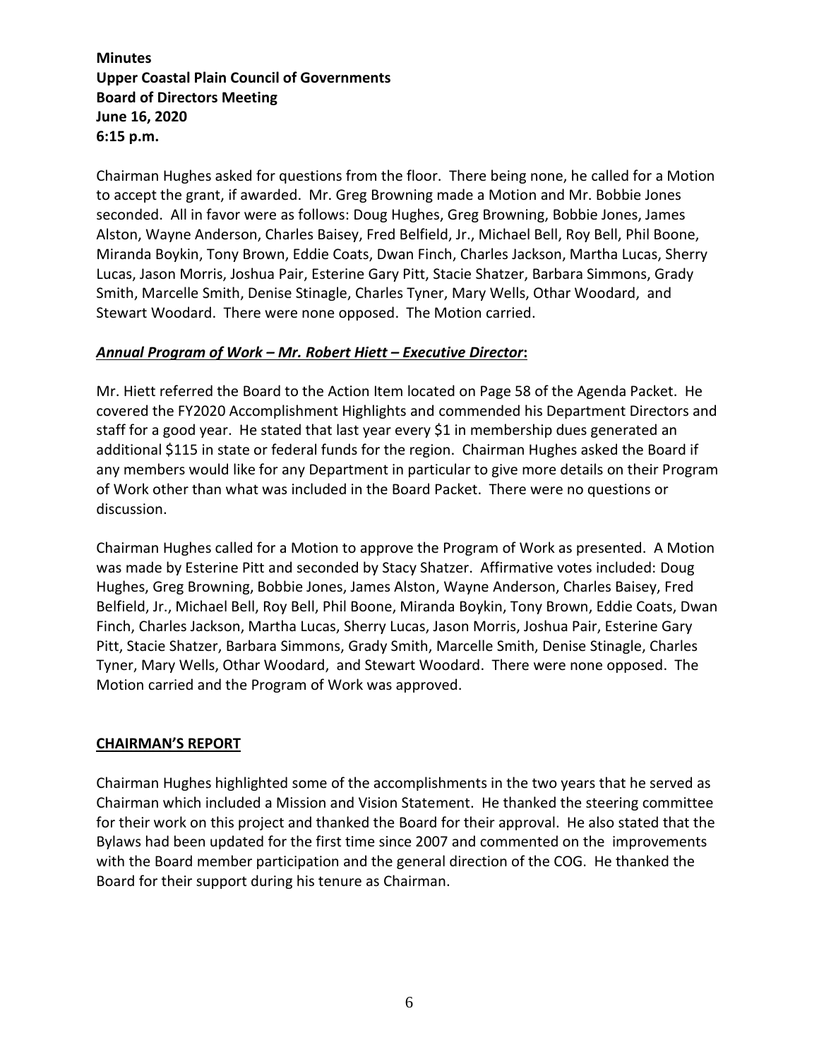**Minutes**
**Upper Coastal Plain Council of Governments**
**Board of Directors Meeting**
**June 16, 2020**
**6:15 p.m.**

Chairman Hughes asked for questions from the floor. There being none, he called for a Motion to accept the grant, if awarded. Mr. Greg Browning made a Motion and Mr. Bobbie Jones seconded. All in favor were as follows: Doug Hughes, Greg Browning, Bobbie Jones, James Alston, Wayne Anderson, Charles Baisey, Fred Belfield, Jr., Michael Bell, Roy Bell, Phil Boone, Miranda Boykin, Tony Brown, Eddie Coats, Dwan Finch, Charles Jackson, Martha Lucas, Sherry Lucas, Jason Morris, Joshua Pair, Esterine Gary Pitt, Stacie Shatzer, Barbara Simmons, Grady Smith, Marcelle Smith, Denise Stinagle, Charles Tyner, Mary Wells, Othar Woodard, and Stewart Woodard. There were none opposed. The Motion carried.

***<u>Annual Program of Work – Mr. Robert Hiett – Executive Director</u>*:**

Mr. Hiett referred the Board to the Action Item located on Page 58 of the Agenda Packet. He covered the FY2020 Accomplishment Highlights and commended his Department Directors and staff for a good year. He stated that last year every $1 in membership dues generated an additional $115 in state or federal funds for the region. Chairman Hughes asked the Board if any members would like for any Department in particular to give more details on their Program of Work other than what was included in the Board Packet. There were no questions or discussion.

Chairman Hughes called for a Motion to approve the Program of Work as presented. A Motion was made by Esterine Pitt and seconded by Stacy Shatzer. Affirmative votes included: Doug Hughes, Greg Browning, Bobbie Jones, James Alston, Wayne Anderson, Charles Baisey, Fred Belfield, Jr., Michael Bell, Roy Bell, Phil Boone, Miranda Boykin, Tony Brown, Eddie Coats, Dwan Finch, Charles Jackson, Martha Lucas, Sherry Lucas, Jason Morris, Joshua Pair, Esterine Gary Pitt, Stacie Shatzer, Barbara Simmons, Grady Smith, Marcelle Smith, Denise Stinagle, Charles Tyner, Mary Wells, Othar Woodard, and Stewart Woodard. There were none opposed. The Motion carried and the Program of Work was approved.

**<u>CHAIRMAN'S REPORT</u>**

Chairman Hughes highlighted some of the accomplishments in the two years that he served as Chairman which included a Mission and Vision Statement. He thanked the steering committee for their work on this project and thanked the Board for their approval. He also stated that the Bylaws had been updated for the first time since 2007 and commented on the improvements with the Board member participation and the general direction of the COG. He thanked the Board for their support during his tenure as Chairman.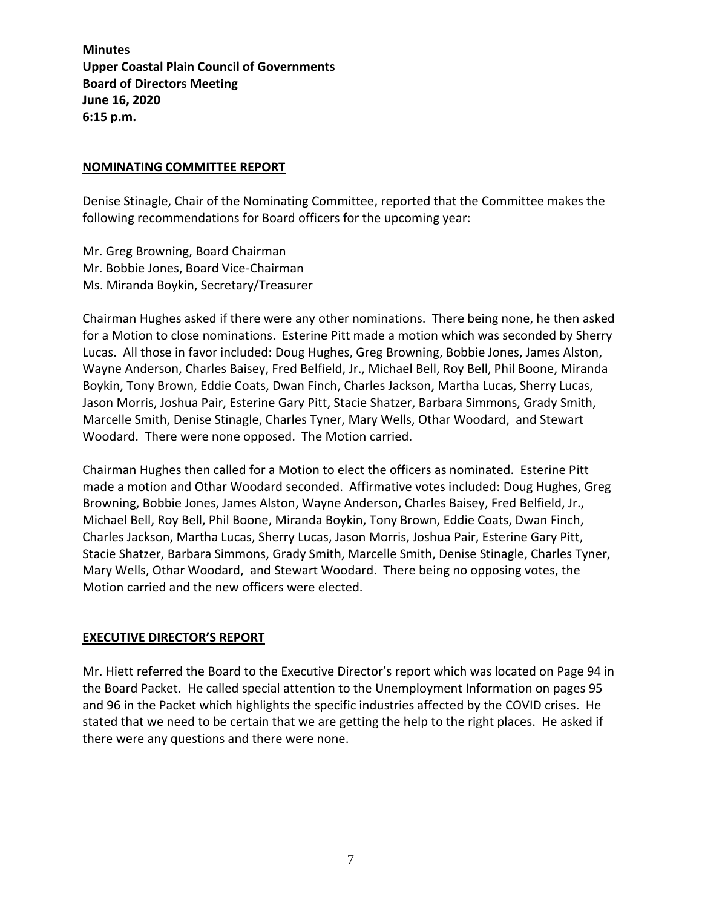**Minutes**
**Upper Coastal Plain Council of Governments**
**Board of Directors Meeting**
**June 16, 2020**
**6:15 p.m.**

## NOMINATING COMMITTEE REPORT

Denise Stinagle, Chair of the Nominating Committee, reported that the Committee makes the following recommendations for Board officers for the upcoming year:

Mr. Greg Browning, Board Chairman
Mr. Bobbie Jones, Board Vice-Chairman
Ms. Miranda Boykin, Secretary/Treasurer

Chairman Hughes asked if there were any other nominations. There being none, he then asked for a Motion to close nominations. Esterine Pitt made a motion which was seconded by Sherry Lucas. All those in favor included: Doug Hughes, Greg Browning, Bobbie Jones, James Alston, Wayne Anderson, Charles Baisey, Fred Belfield, Jr., Michael Bell, Roy Bell, Phil Boone, Miranda Boykin, Tony Brown, Eddie Coats, Dwan Finch, Charles Jackson, Martha Lucas, Sherry Lucas, Jason Morris, Joshua Pair, Esterine Gary Pitt, Stacie Shatzer, Barbara Simmons, Grady Smith, Marcelle Smith, Denise Stinagle, Charles Tyner, Mary Wells, Othar Woodard, and Stewart Woodard. There were none opposed. The Motion carried.

Chairman Hughes then called for a Motion to elect the officers as nominated. Esterine Pitt made a motion and Othar Woodard seconded. Affirmative votes included: Doug Hughes, Greg Browning, Bobbie Jones, James Alston, Wayne Anderson, Charles Baisey, Fred Belfield, Jr., Michael Bell, Roy Bell, Phil Boone, Miranda Boykin, Tony Brown, Eddie Coats, Dwan Finch, Charles Jackson, Martha Lucas, Sherry Lucas, Jason Morris, Joshua Pair, Esterine Gary Pitt, Stacie Shatzer, Barbara Simmons, Grady Smith, Marcelle Smith, Denise Stinagle, Charles Tyner, Mary Wells, Othar Woodard, and Stewart Woodard. There being no opposing votes, the Motion carried and the new officers were elected.

## EXECUTIVE DIRECTOR'S REPORT

Mr. Hiett referred the Board to the Executive Director's report which was located on Page 94 in the Board Packet. He called special attention to the Unemployment Information on pages 95 and 96 in the Packet which highlights the specific industries affected by the COVID crises. He stated that we need to be certain that we are getting the help to the right places. He asked if there were any questions and there were none.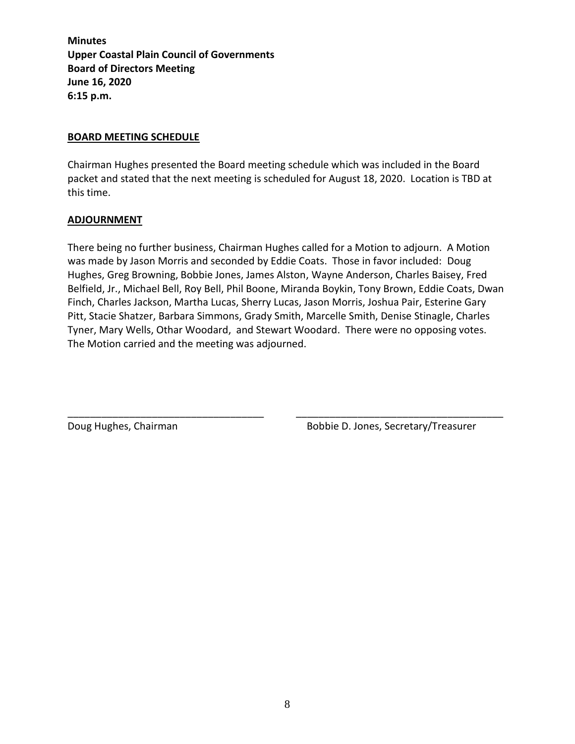**Minutes**
**Upper Coastal Plain Council of Governments**
**Board of Directors Meeting**
**June 16, 2020**
**6:15 p.m.**

## BOARD MEETING SCHEDULE

Chairman Hughes presented the Board meeting schedule which was included in the Board packet and stated that the next meeting is scheduled for August 18, 2020. Location is TBD at this time.

## ADJOURNMENT

There being no further business, Chairman Hughes called for a Motion to adjourn. A Motion was made by Jason Morris and seconded by Eddie Coats. Those in favor included: Doug Hughes, Greg Browning, Bobbie Jones, James Alston, Wayne Anderson, Charles Baisey, Fred Belfield, Jr., Michael Bell, Roy Bell, Phil Boone, Miranda Boykin, Tony Brown, Eddie Coats, Dwan Finch, Charles Jackson, Martha Lucas, Sherry Lucas, Jason Morris, Joshua Pair, Esterine Gary Pitt, Stacie Shatzer, Barbara Simmons, Grady Smith, Marcelle Smith, Denise Stinagle, Charles Tyner, Mary Wells, Othar Woodard, and Stewart Woodard. There were no opposing votes. The Motion carried and the meeting was adjourned.

___________________________________ ___________________________________

Doug Hughes, Chairman Bobbie D. Jones, Secretary/Treasurer